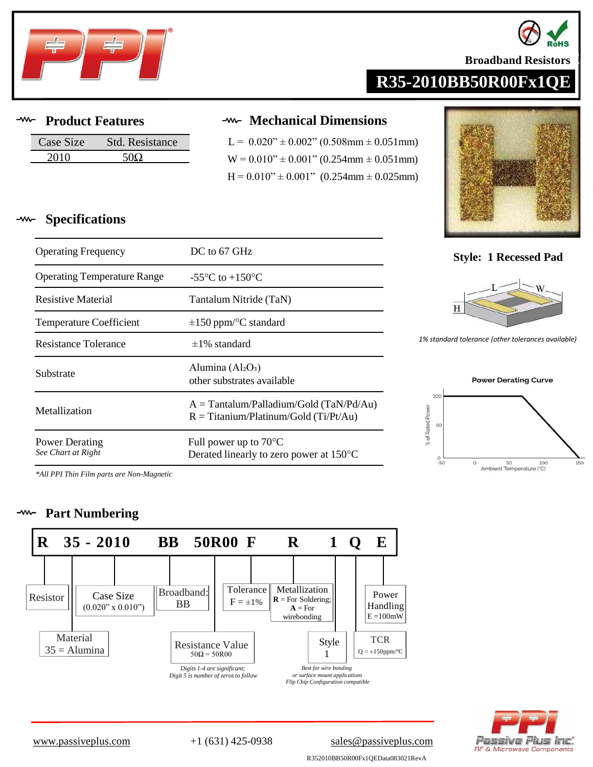Broadband Resistors

# R35-2010BB50R00Fx1QE

## Product Features

| Case Size | Std. Resistance |
|---|---|
| 2010 | 50Ω |

## Mechanical Dimensions

L = 0.020" ± 0.002" (0.508mm ± 0.051mm)

W = 0.010" ± 0.001" (0.254mm ± 0.051mm)

H = 0.010" ± 0.001" (0.254mm ± 0.025mm)

**Style: 1 Recessed Pad**

*1% standard tolerance (other tolerances available)*

## Specifications

| | |
|---|---|
| Operating Frequency | DC to 67 GHz |
| Operating Temperature Range | -55°C to +150°C |
| Resistive Material | Tantalum Nitride (TaN) |
| Temperature Coefficient | ±150 ppm/°C standard |
| Resistance Tolerance | ±1% standard |
| Substrate | Alumina ($Al_2O_3$)<br>other substrates available |
| Metallization | A = Tantalum/Palladium/Gold (TaN/Pd/Au)<br>R = Titanium/Platinum/Gold (Ti/Pt/Au) |
| Power Derating<br>*See Chart at Right* | Full power up to 70°C<br>Derated linearly to zero power at 150°C |

*All PPI Thin Film parts are Non-Magnetic*

**Power Derating Curve**

(% of Rated Power: 100 from -50°C to 70°C, derated linearly to 0 at 150°C; x-axis: Ambient Temperature (°C))

## Part Numbering

**R 35 - 2010 BB 50R00 F R 1 Q E**

- **R** – Resistor
- **35** – Material: 35 = Alumina
- **2010** – Case Size (0.020" x 0.010")
- **BB** – Broadband: BB
- **50R00** – Resistance Value: 50Ω = 50R00 (*Digits 1-4 are significant; Digit 5 is number of zeros to follow*)
- **F** – Tolerance: F = ±1%
- **R** – Metallization: **R** = For Soldering; **A** = For wirebonding
- **1** – Style 1 (*Best for wire bonding or surface mount applications; Flip Chip Configuration compatible*)
- **Q** – TCR: Q = ±150ppm/°C
- **E** – Power Handling: E = 100mW

www.passiveplus.com | +1 (631) 425-0938 | sales@passiveplus.com

Passive Plus Inc. RF & Microwave Components

R352010BB50R00Fx1QEData083021RevA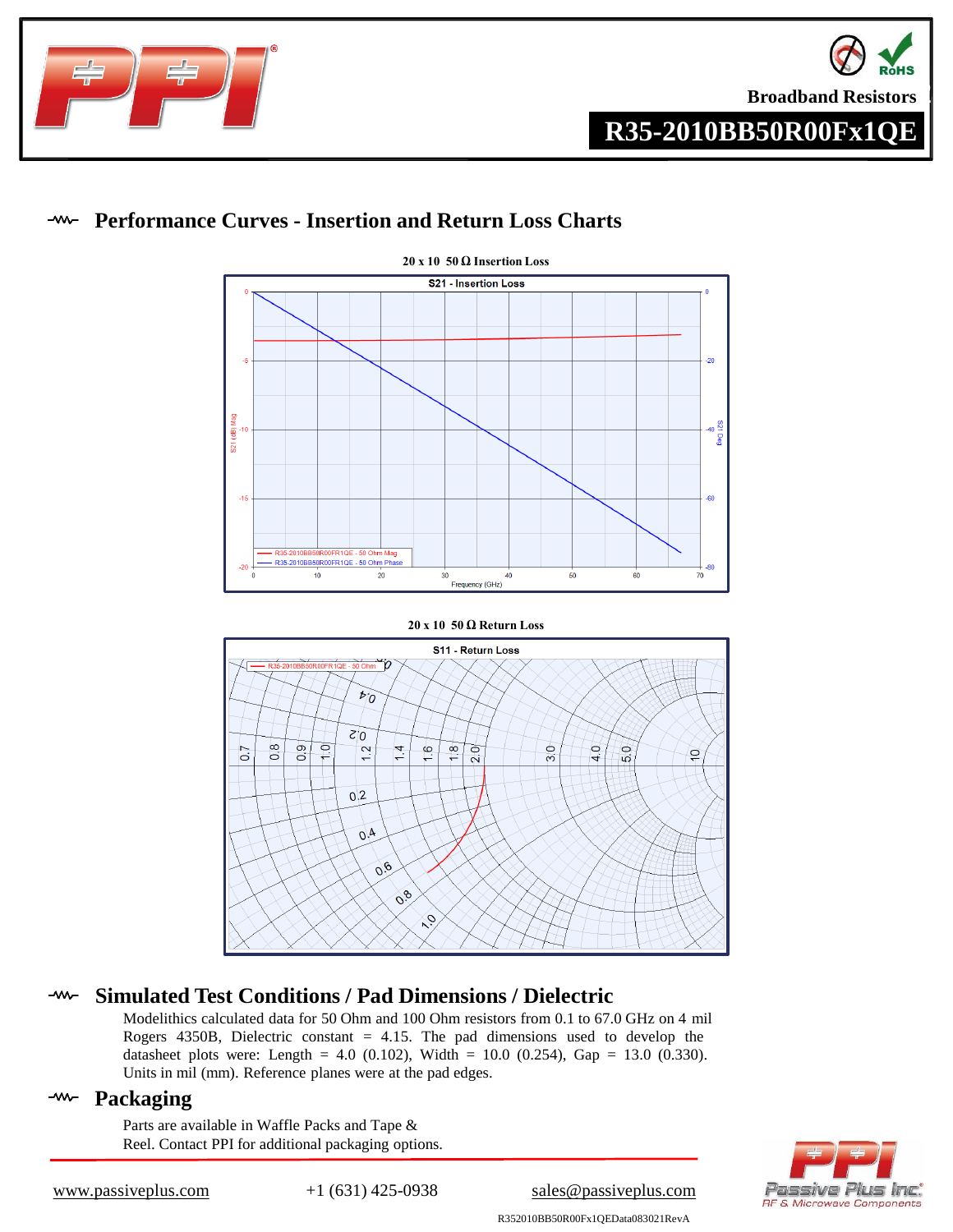Broadband Resistors

# R35-2010BB50R00Fx1QE

## Performance Curves - Insertion and Return Loss Charts

20 x 10 50 Ω Insertion Loss

S21 - Insertion Loss

0
-5
-10
-15
-20
S21 (dB) Mag

0
-20
-40
-60
-80
S21 Deg

0 10 20 30 40 50 60 70
Frequency (GHz)

R35-2010BB50R00FR1QE - 50 Ohm Mag
R35-2010BB50R00FR1QE - 50 Ohm Phase

20 x 10 50 Ω Return Loss

S11 - Return Loss

R35-2010BB50R00FR1QE - 50 Ohm

0.7 0.8 0.9 1.0 1.2 1.4 1.6 1.8 2.0 3.0 4.0 5.0 10
0.2 0.4 0.6 0.8 1.0

## Simulated Test Conditions / Pad Dimensions / Dielectric

Modelithics calculated data for 50 Ohm and 100 Ohm resistors from 0.1 to 67.0 GHz on 4 mil Rogers 4350B, Dielectric constant = 4.15. The pad dimensions used to develop the datasheet plots were: Length = 4.0 (0.102), Width = 10.0 (0.254), Gap = 13.0 (0.330). Units in mil (mm). Reference planes were at the pad edges.

## Packaging

Parts are available in Waffle Packs and Tape & Reel. Contact PPI for additional packaging options.

www.passiveplus.com +1 (631) 425-0938 sales@passiveplus.com

Passive Plus Inc.
RF & Microwave Components

R352010BB50R00Fx1QEData083021RevA